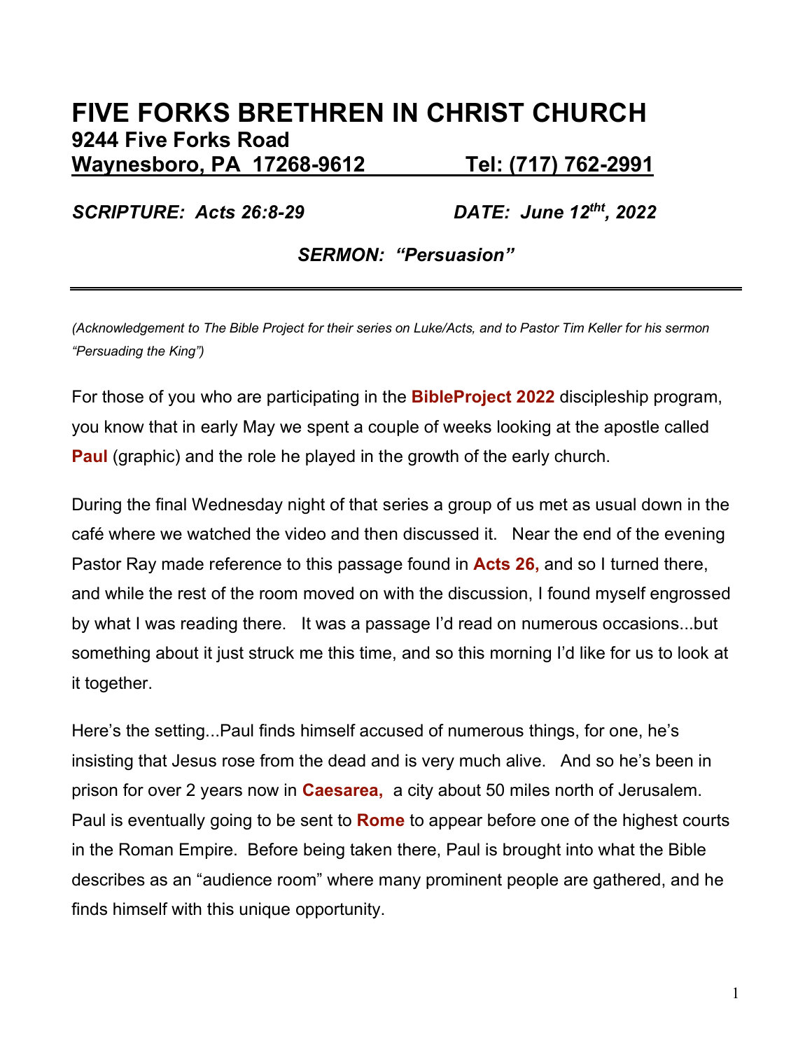# FIVE FORKS BRETHREN IN CHRIST CHURCH

## 9244 Five Forks Road

## Waynesboro, PA 17268-9612 Tel: (717) 762-2991

***SCRIPTURE: Acts 26:8-29*** ***DATE: June 12[tht], 2022***

***SERMON: "Persuasion"***

---

*(Acknowledgement to The Bible Project for their series on Luke/Acts, and to Pastor Tim Keller for his sermon "Persuading the King")*

For those of you who are participating in the **BibleProject 2022** discipleship program, you know that in early May we spent a couple of weeks looking at the apostle called **Paul** (graphic) and the role he played in the growth of the early church.

During the final Wednesday night of that series a group of us met as usual down in the café where we watched the video and then discussed it. Near the end of the evening Pastor Ray made reference to this passage found in **Acts 26,** and so I turned there, and while the rest of the room moved on with the discussion, I found myself engrossed by what I was reading there. It was a passage I'd read on numerous occasions...but something about it just struck me this time, and so this morning I'd like for us to look at it together.

Here's the setting...Paul finds himself accused of numerous things, for one, he's insisting that Jesus rose from the dead and is very much alive. And so he's been in prison for over 2 years now in **Caesarea,** a city about 50 miles north of Jerusalem. Paul is eventually going to be sent to **Rome** to appear before one of the highest courts in the Roman Empire. Before being taken there, Paul is brought into what the Bible describes as an "audience room" where many prominent people are gathered, and he finds himself with this unique opportunity.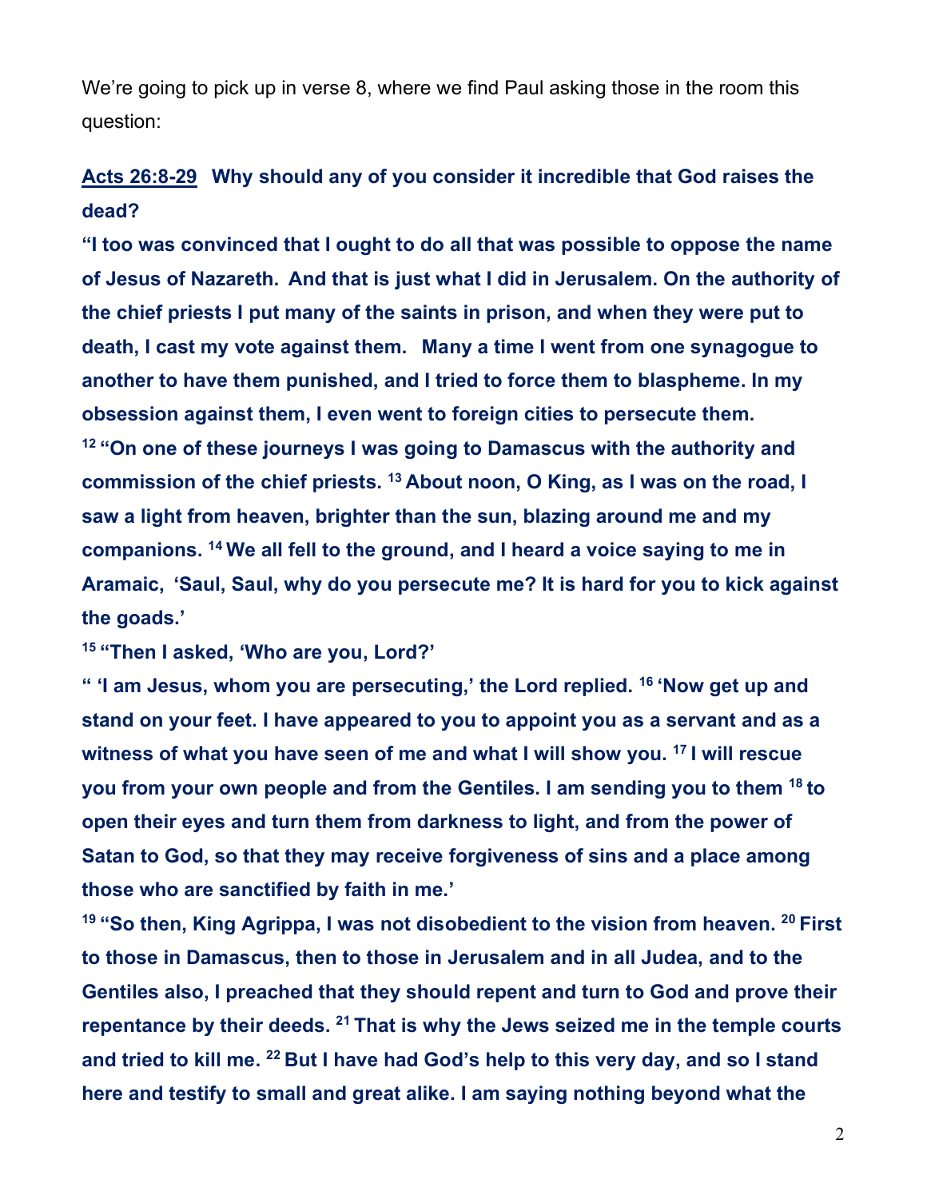We're going to pick up in verse 8, where we find Paul asking those in the room this question:

**<u>Acts 26:8-29</u>   Why should any of you consider it incredible that God raises the dead?**

**"I too was convinced that I ought to do all that was possible to oppose the name of Jesus of Nazareth.  And that is just what I did in Jerusalem. On the authority of the chief priests I put many of the saints in prison, and when they were put to death, I cast my vote against them.   Many a time I went from one synagogue to another to have them punished, and I tried to force them to blaspheme. In my obsession against them, I even went to foreign cities to persecute them.**

**[12] "On one of these journeys I was going to Damascus with the authority and commission of the chief priests. [13] About noon, O King, as I was on the road, I saw a light from heaven, brighter than the sun, blazing around me and my companions. [14] We all fell to the ground, and I heard a voice saying to me in Aramaic,  'Saul, Saul, why do you persecute me? It is hard for you to kick against the goads.'**

**[15] "Then I asked, 'Who are you, Lord?'**

**" 'I am Jesus, whom you are persecuting,' the Lord replied. [16] 'Now get up and stand on your feet. I have appeared to you to appoint you as a servant and as a witness of what you have seen of me and what I will show you. [17] I will rescue you from your own people and from the Gentiles. I am sending you to them [18] to open their eyes and turn them from darkness to light, and from the power of Satan to God, so that they may receive forgiveness of sins and a place among those who are sanctified by faith in me.'**

**[19] "So then, King Agrippa, I was not disobedient to the vision from heaven. [20] First to those in Damascus, then to those in Jerusalem and in all Judea, and to the Gentiles also, I preached that they should repent and turn to God and prove their repentance by their deeds. [21] That is why the Jews seized me in the temple courts and tried to kill me. [22] But I have had God's help to this very day, and so I stand here and testify to small and great alike. I am saying nothing beyond what the**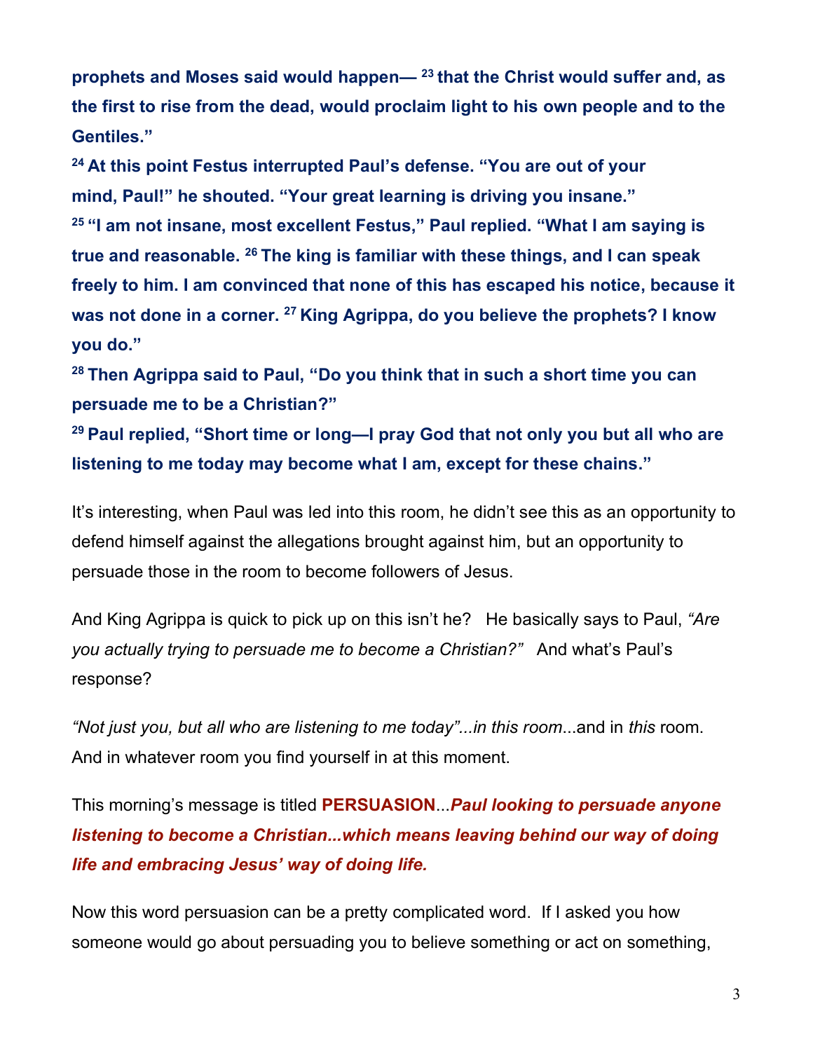**prophets and Moses said would happen— [23] that the Christ would suffer and, as the first to rise from the dead, would proclaim light to his own people and to the Gentiles."**

**[24] At this point Festus interrupted Paul's defense. "You are out of your mind, Paul!" he shouted. "Your great learning is driving you insane."**

**[25] "I am not insane, most excellent Festus," Paul replied. "What I am saying is true and reasonable. [26] The king is familiar with these things, and I can speak freely to him. I am convinced that none of this has escaped his notice, because it was not done in a corner. [27] King Agrippa, do you believe the prophets? I know you do."**

**[28] Then Agrippa said to Paul, "Do you think that in such a short time you can persuade me to be a Christian?"**

**[29] Paul replied, "Short time or long—I pray God that not only you but all who are listening to me today may become what I am, except for these chains."**

It's interesting, when Paul was led into this room, he didn't see this as an opportunity to defend himself against the allegations brought against him, but an opportunity to persuade those in the room to become followers of Jesus.

And King Agrippa is quick to pick up on this isn't he? He basically says to Paul, *"Are you actually trying to persuade me to become a Christian?"* And what's Paul's response?

*"Not just you, but all who are listening to me today"...in this room*...and in *this* room. And in whatever room you find yourself in at this moment.

This morning's message is titled **PERSUASION**...***Paul looking to persuade anyone listening to become a Christian...which means leaving behind our way of doing life and embracing Jesus' way of doing life.***

Now this word persuasion can be a pretty complicated word. If I asked you how someone would go about persuading you to believe something or act on something,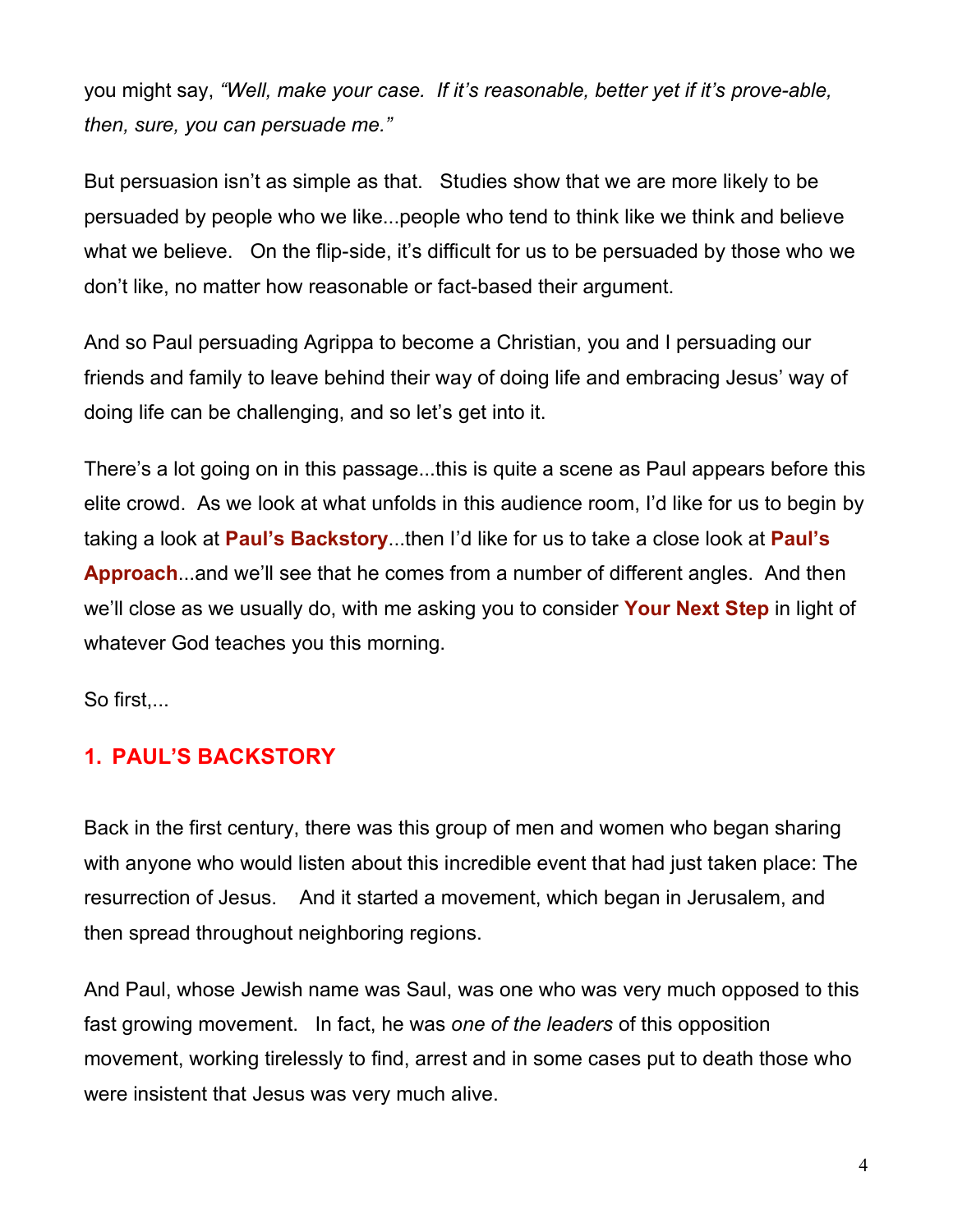you might say, *"Well, make your case. If it's reasonable, better yet if it's prove-able, then, sure, you can persuade me."*

But persuasion isn't as simple as that. Studies show that we are more likely to be persuaded by people who we like...people who tend to think like we think and believe what we believe. On the flip-side, it's difficult for us to be persuaded by those who we don't like, no matter how reasonable or fact-based their argument.

And so Paul persuading Agrippa to become a Christian, you and I persuading our friends and family to leave behind their way of doing life and embracing Jesus' way of doing life can be challenging, and so let's get into it.

There's a lot going on in this passage...this is quite a scene as Paul appears before this elite crowd. As we look at what unfolds in this audience room, I'd like for us to begin by taking a look at **Paul's Backstory**...then I'd like for us to take a close look at **Paul's Approach**...and we'll see that he comes from a number of different angles. And then we'll close as we usually do, with me asking you to consider **Your Next Step** in light of whatever God teaches you this morning.

So first,...

## 1. PAUL'S BACKSTORY

Back in the first century, there was this group of men and women who began sharing with anyone who would listen about this incredible event that had just taken place: The resurrection of Jesus. And it started a movement, which began in Jerusalem, and then spread throughout neighboring regions.

And Paul, whose Jewish name was Saul, was one who was very much opposed to this fast growing movement. In fact, he was *one of the leaders* of this opposition movement, working tirelessly to find, arrest and in some cases put to death those who were insistent that Jesus was very much alive.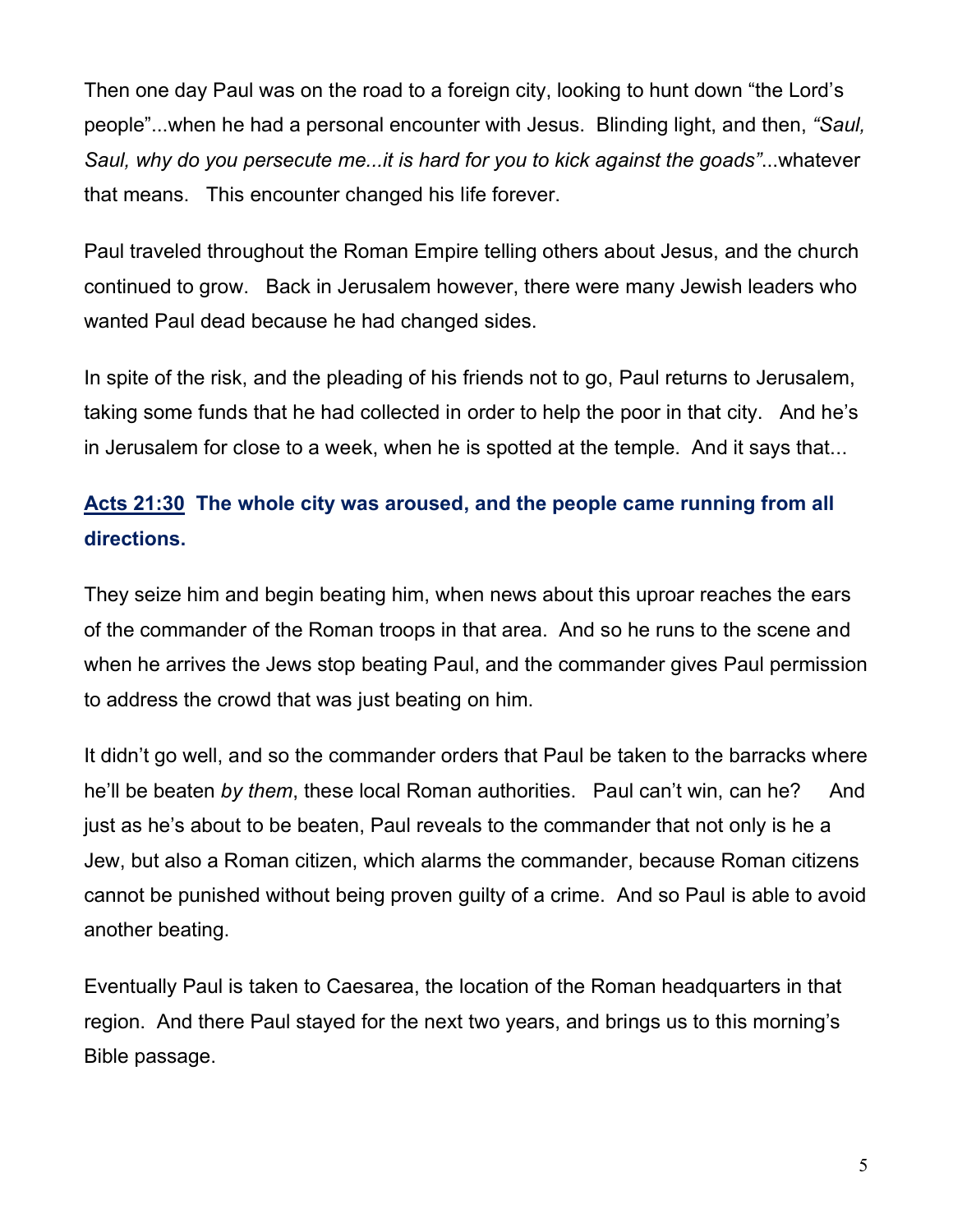Then one day Paul was on the road to a foreign city, looking to hunt down "the Lord's people"...when he had a personal encounter with Jesus. Blinding light, and then, *"Saul, Saul, why do you persecute me...it is hard for you to kick against the goads"*...whatever that means. This encounter changed his life forever.

Paul traveled throughout the Roman Empire telling others about Jesus, and the church continued to grow. Back in Jerusalem however, there were many Jewish leaders who wanted Paul dead because he had changed sides.

In spite of the risk, and the pleading of his friends not to go, Paul returns to Jerusalem, taking some funds that he had collected in order to help the poor in that city. And he's in Jerusalem for close to a week, when he is spotted at the temple. And it says that...

**Acts 21:30 The whole city was aroused, and the people came running from all directions.**

They seize him and begin beating him, when news about this uproar reaches the ears of the commander of the Roman troops in that area. And so he runs to the scene and when he arrives the Jews stop beating Paul, and the commander gives Paul permission to address the crowd that was just beating on him.

It didn't go well, and so the commander orders that Paul be taken to the barracks where he'll be beaten *by them*, these local Roman authorities. Paul can't win, can he? And just as he's about to be beaten, Paul reveals to the commander that not only is he a Jew, but also a Roman citizen, which alarms the commander, because Roman citizens cannot be punished without being proven guilty of a crime. And so Paul is able to avoid another beating.

Eventually Paul is taken to Caesarea, the location of the Roman headquarters in that region. And there Paul stayed for the next two years, and brings us to this morning's Bible passage.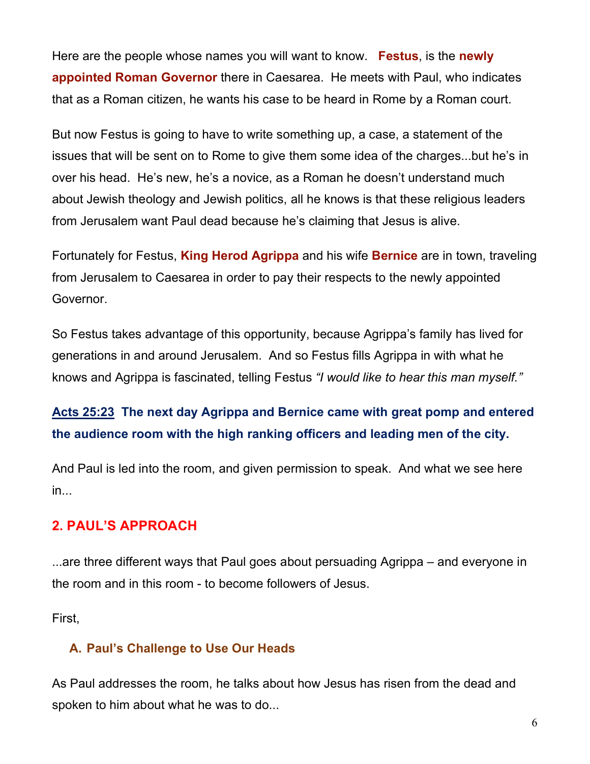Here are the people whose names you will want to know. **Festus**, is the **newly appointed Roman Governor** there in Caesarea. He meets with Paul, who indicates that as a Roman citizen, he wants his case to be heard in Rome by a Roman court.

But now Festus is going to have to write something up, a case, a statement of the issues that will be sent on to Rome to give them some idea of the charges...but he's in over his head. He's new, he's a novice, as a Roman he doesn't understand much about Jewish theology and Jewish politics, all he knows is that these religious leaders from Jerusalem want Paul dead because he's claiming that Jesus is alive.

Fortunately for Festus, **King Herod Agrippa** and his wife **Bernice** are in town, traveling from Jerusalem to Caesarea in order to pay their respects to the newly appointed Governor.

So Festus takes advantage of this opportunity, because Agrippa's family has lived for generations in and around Jerusalem. And so Festus fills Agrippa in with what he knows and Agrippa is fascinated, telling Festus *"I would like to hear this man myself."*

**Acts 25:23 The next day Agrippa and Bernice came with great pomp and entered the audience room with the high ranking officers and leading men of the city.**

And Paul is led into the room, and given permission to speak. And what we see here in...

## 2. PAUL'S APPROACH

...are three different ways that Paul goes about persuading Agrippa – and everyone in the room and in this room - to become followers of Jesus.

First,

### A. Paul's Challenge to Use Our Heads

As Paul addresses the room, he talks about how Jesus has risen from the dead and spoken to him about what he was to do...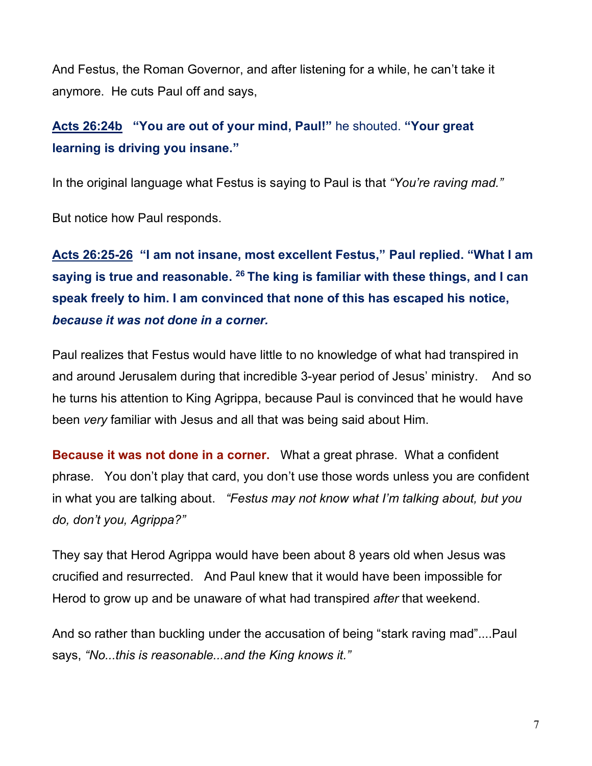And Festus, the Roman Governor, and after listening for a while, he can't take it anymore.  He cuts Paul off and says,

**Acts 26:24b** **"You are out of your mind, Paul!"** he shouted. **"Your great learning is driving you insane."**

In the original language what Festus is saying to Paul is that *"You're raving mad."*

But notice how Paul responds.

**Acts 26:25-26** **"I am not insane, most excellent Festus," Paul replied. "What I am saying is true and reasonable. [26] The king is familiar with these things, and I can speak freely to him. I am convinced that none of this has escaped his notice, *because it was not done in a corner.***

Paul realizes that Festus would have little to no knowledge of what had transpired in and around Jerusalem during that incredible 3-year period of Jesus' ministry.  And so he turns his attention to King Agrippa, because Paul is convinced that he would have been *very* familiar with Jesus and all that was being said about Him.

**Because it was not done in a corner.**  What a great phrase.  What a confident phrase.  You don't play that card, you don't use those words unless you are confident in what you are talking about.  *"Festus may not know what I'm talking about, but you do, don't you, Agrippa?"*

They say that Herod Agrippa would have been about 8 years old when Jesus was crucified and resurrected.  And Paul knew that it would have been impossible for Herod to grow up and be unaware of what had transpired *after* that weekend.

And so rather than buckling under the accusation of being "stark raving mad"....Paul says, *"No...this is reasonable...and the King knows it."*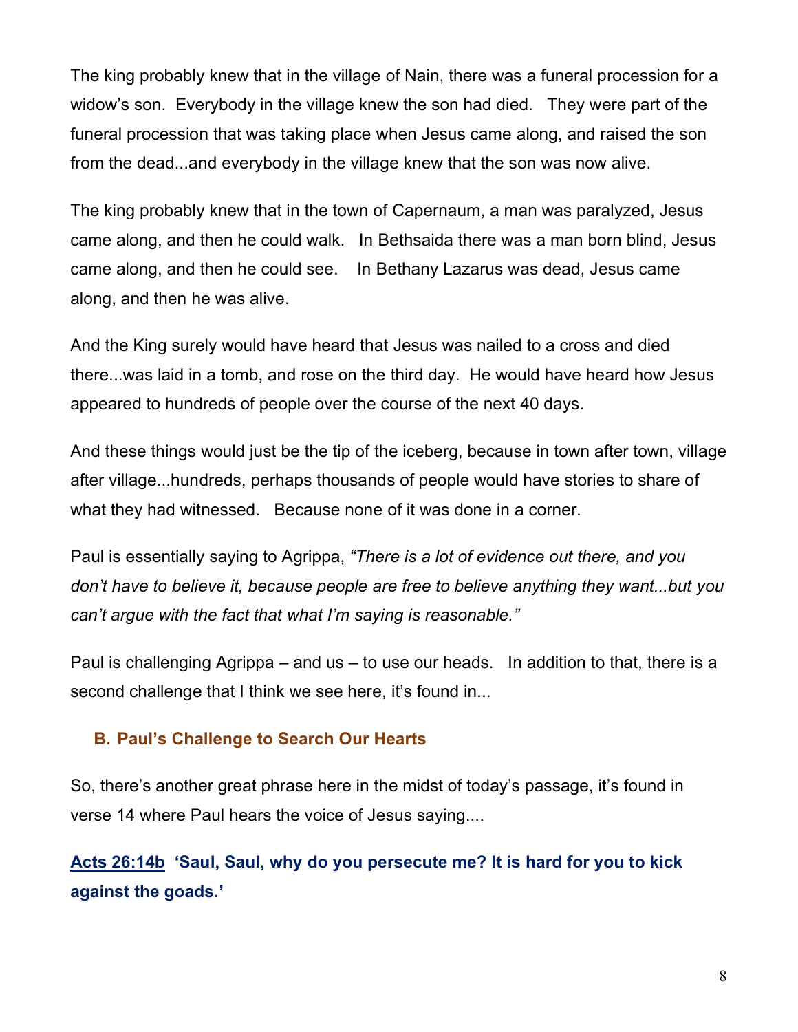The king probably knew that in the village of Nain, there was a funeral procession for a widow's son. Everybody in the village knew the son had died. They were part of the funeral procession that was taking place when Jesus came along, and raised the son from the dead...and everybody in the village knew that the son was now alive.

The king probably knew that in the town of Capernaum, a man was paralyzed, Jesus came along, and then he could walk. In Bethsaida there was a man born blind, Jesus came along, and then he could see. In Bethany Lazarus was dead, Jesus came along, and then he was alive.

And the King surely would have heard that Jesus was nailed to a cross and died there...was laid in a tomb, and rose on the third day. He would have heard how Jesus appeared to hundreds of people over the course of the next 40 days.

And these things would just be the tip of the iceberg, because in town after town, village after village...hundreds, perhaps thousands of people would have stories to share of what they had witnessed. Because none of it was done in a corner.

Paul is essentially saying to Agrippa, *"There is a lot of evidence out there, and you don't have to believe it, because people are free to believe anything they want...but you can't argue with the fact that what I'm saying is reasonable."*

Paul is challenging Agrippa – and us – to use our heads. In addition to that, there is a second challenge that I think we see here, it's found in...

### B. Paul's Challenge to Search Our Hearts

So, there's another great phrase here in the midst of today's passage, it's found in verse 14 where Paul hears the voice of Jesus saying....

**Acts 26:14b 'Saul, Saul, why do you persecute me? It is hard for you to kick against the goads.'**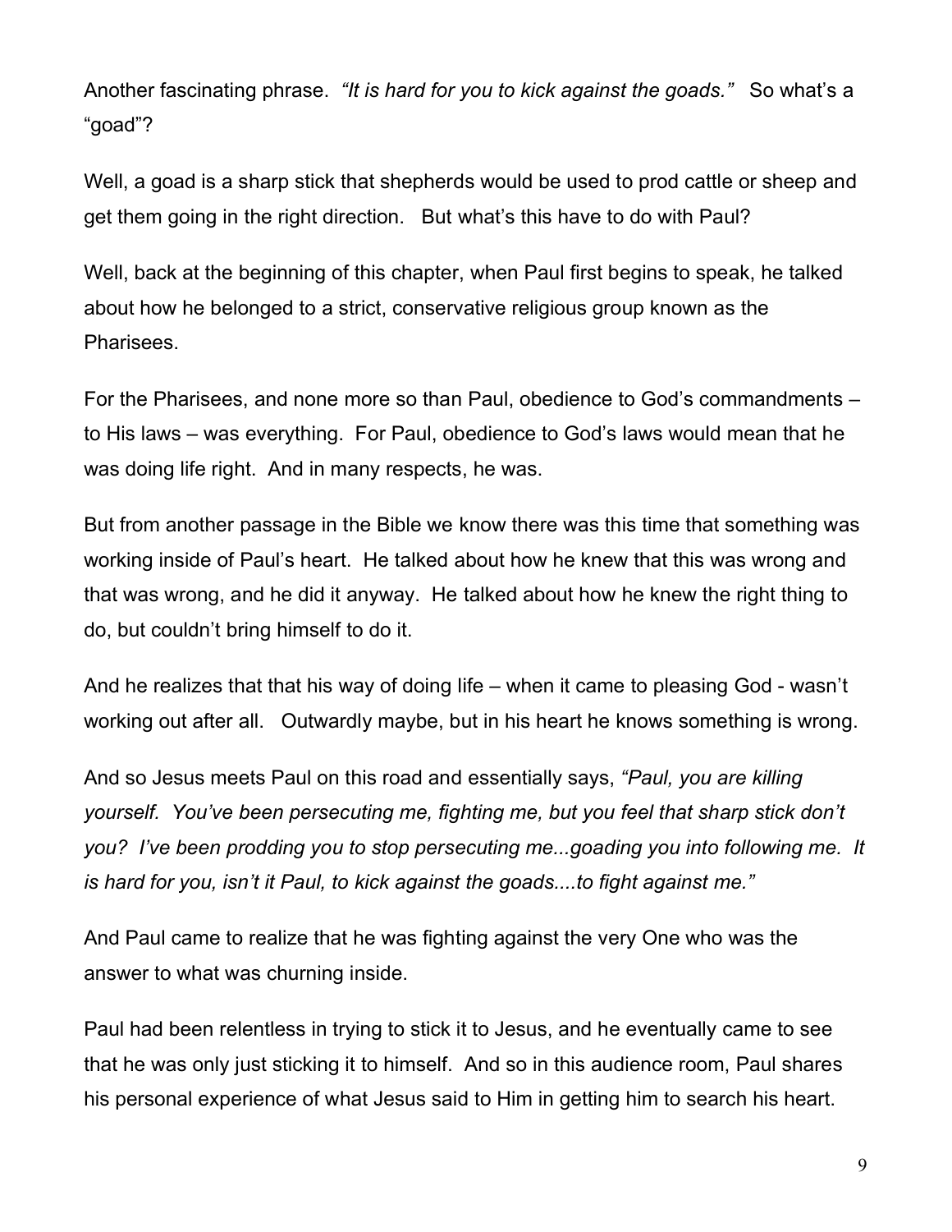Another fascinating phrase. *"It is hard for you to kick against the goads."* So what's a "goad"?

Well, a goad is a sharp stick that shepherds would be used to prod cattle or sheep and get them going in the right direction. But what's this have to do with Paul?

Well, back at the beginning of this chapter, when Paul first begins to speak, he talked about how he belonged to a strict, conservative religious group known as the Pharisees.

For the Pharisees, and none more so than Paul, obedience to God's commandments – to His laws – was everything. For Paul, obedience to God's laws would mean that he was doing life right. And in many respects, he was.

But from another passage in the Bible we know there was this time that something was working inside of Paul's heart. He talked about how he knew that this was wrong and that was wrong, and he did it anyway. He talked about how he knew the right thing to do, but couldn't bring himself to do it.

And he realizes that that his way of doing life – when it came to pleasing God - wasn't working out after all. Outwardly maybe, but in his heart he knows something is wrong.

And so Jesus meets Paul on this road and essentially says, *"Paul, you are killing yourself. You've been persecuting me, fighting me, but you feel that sharp stick don't you? I've been prodding you to stop persecuting me...goading you into following me. It is hard for you, isn't it Paul, to kick against the goads....to fight against me."*

And Paul came to realize that he was fighting against the very One who was the answer to what was churning inside.

Paul had been relentless in trying to stick it to Jesus, and he eventually came to see that he was only just sticking it to himself. And so in this audience room, Paul shares his personal experience of what Jesus said to Him in getting him to search his heart.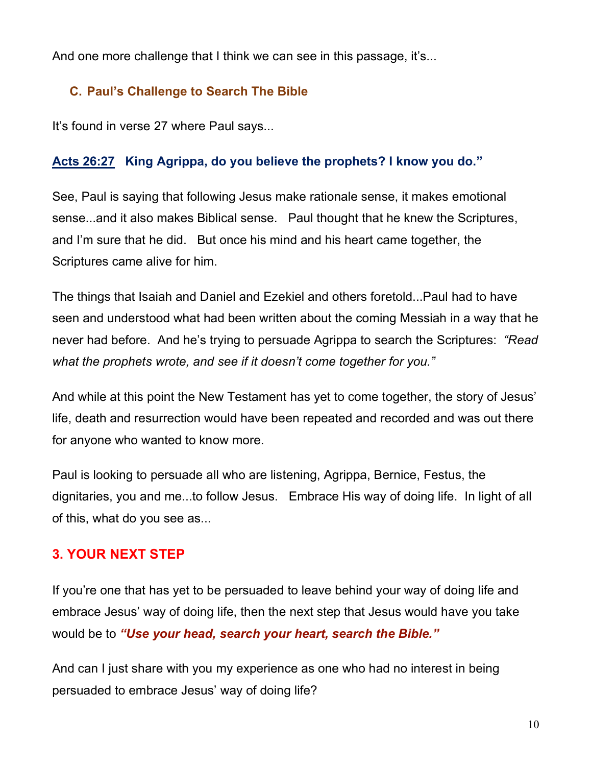And one more challenge that I think we can see in this passage, it's...

### C. Paul's Challenge to Search The Bible

It's found in verse 27 where Paul says...

**Acts 26:27   King Agrippa, do you believe the prophets? I know you do."**

See, Paul is saying that following Jesus make rationale sense, it makes emotional sense...and it also makes Biblical sense.   Paul thought that he knew the Scriptures, and I'm sure that he did.   But once his mind and his heart came together, the Scriptures came alive for him.

The things that Isaiah and Daniel and Ezekiel and others foretold...Paul had to have seen and understood what had been written about the coming Messiah in a way that he never had before.  And he's trying to persuade Agrippa to search the Scriptures:  *"Read what the prophets wrote, and see if it doesn't come together for you."*

And while at this point the New Testament has yet to come together, the story of Jesus' life, death and resurrection would have been repeated and recorded and was out there for anyone who wanted to know more.

Paul is looking to persuade all who are listening, Agrippa, Bernice, Festus, the dignitaries, you and me...to follow Jesus.   Embrace His way of doing life.  In light of all of this, what do you see as...

## 3. YOUR NEXT STEP

If you're one that has yet to be persuaded to leave behind your way of doing life and embrace Jesus' way of doing life, then the next step that Jesus would have you take would be to ***"Use your head, search your heart, search the Bible."***

And can I just share with you my experience as one who had no interest in being persuaded to embrace Jesus' way of doing life?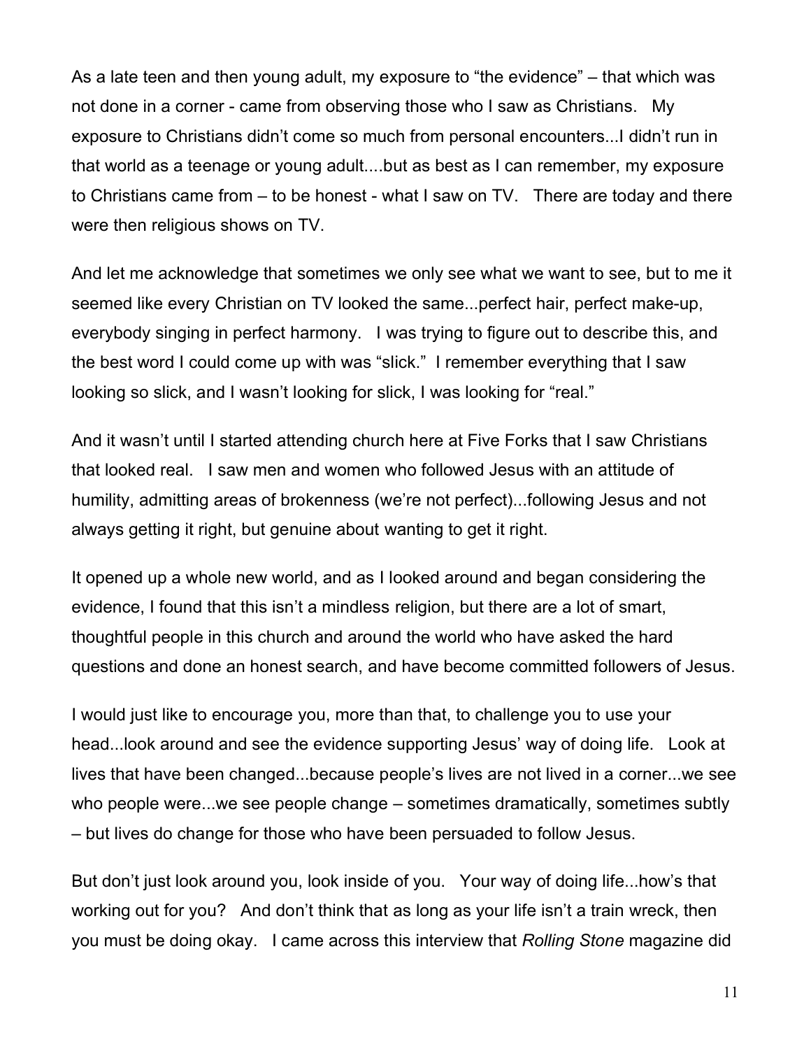As a late teen and then young adult, my exposure to "the evidence" – that which was not done in a corner - came from observing those who I saw as Christians. My exposure to Christians didn't come so much from personal encounters...I didn't run in that world as a teenage or young adult....but as best as I can remember, my exposure to Christians came from – to be honest - what I saw on TV. There are today and there were then religious shows on TV.

And let me acknowledge that sometimes we only see what we want to see, but to me it seemed like every Christian on TV looked the same...perfect hair, perfect make-up, everybody singing in perfect harmony. I was trying to figure out to describe this, and the best word I could come up with was "slick." I remember everything that I saw looking so slick, and I wasn't looking for slick, I was looking for "real."

And it wasn't until I started attending church here at Five Forks that I saw Christians that looked real. I saw men and women who followed Jesus with an attitude of humility, admitting areas of brokenness (we're not perfect)...following Jesus and not always getting it right, but genuine about wanting to get it right.

It opened up a whole new world, and as I looked around and began considering the evidence, I found that this isn't a mindless religion, but there are a lot of smart, thoughtful people in this church and around the world who have asked the hard questions and done an honest search, and have become committed followers of Jesus.

I would just like to encourage you, more than that, to challenge you to use your head...look around and see the evidence supporting Jesus' way of doing life. Look at lives that have been changed...because people's lives are not lived in a corner...we see who people were...we see people change – sometimes dramatically, sometimes subtly – but lives do change for those who have been persuaded to follow Jesus.

But don't just look around you, look inside of you. Your way of doing life...how's that working out for you? And don't think that as long as your life isn't a train wreck, then you must be doing okay. I came across this interview that *Rolling Stone* magazine did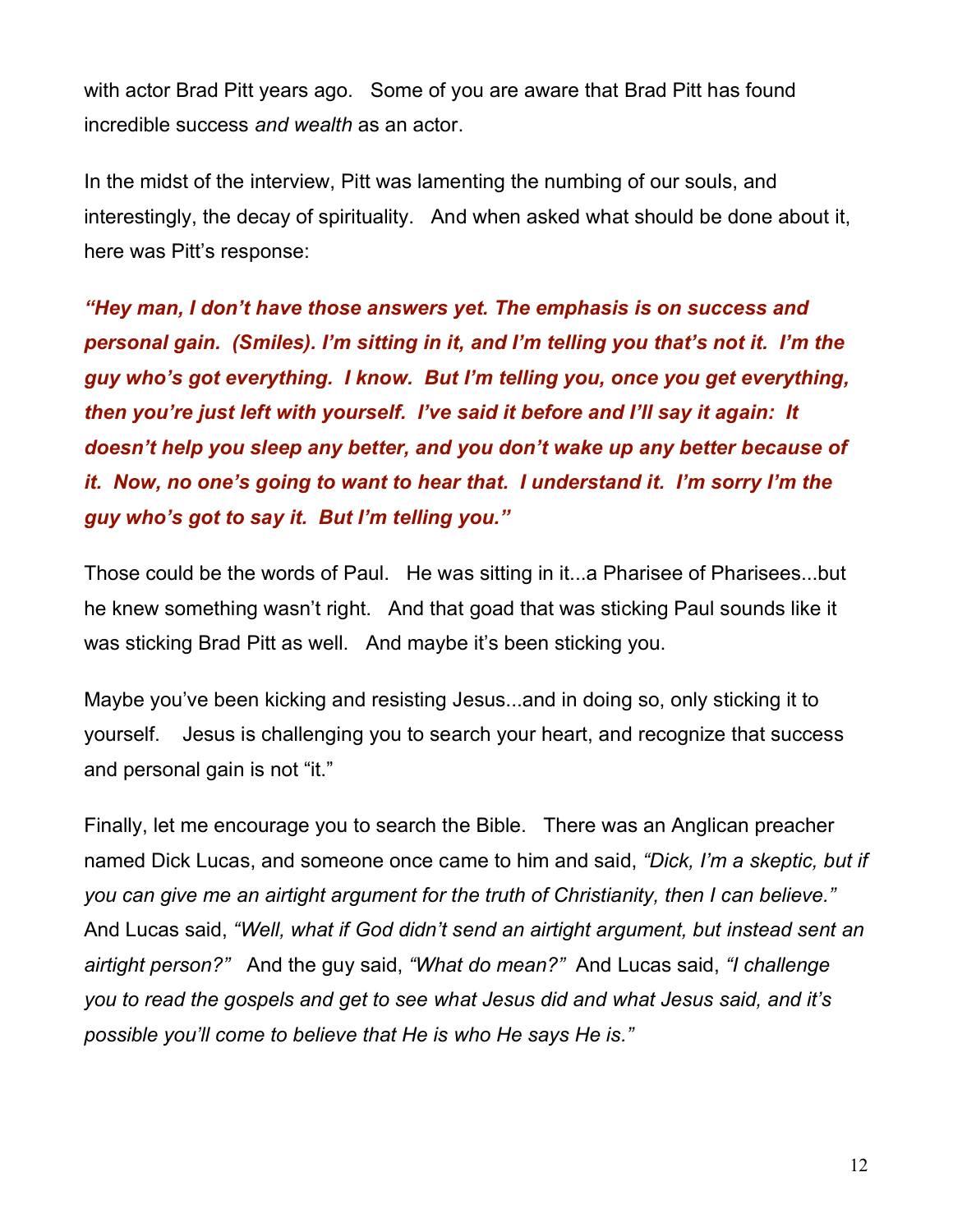with actor Brad Pitt years ago. Some of you are aware that Brad Pitt has found incredible success *and wealth* as an actor.

In the midst of the interview, Pitt was lamenting the numbing of our souls, and interestingly, the decay of spirituality. And when asked what should be done about it, here was Pitt's response:

***"Hey man, I don't have those answers yet. The emphasis is on success and personal gain. (Smiles). I'm sitting in it, and I'm telling you that's not it. I'm the guy who's got everything. I know. But I'm telling you, once you get everything, then you're just left with yourself. I've said it before and I'll say it again: It doesn't help you sleep any better, and you don't wake up any better because of it. Now, no one's going to want to hear that. I understand it. I'm sorry I'm the guy who's got to say it. But I'm telling you."***

Those could be the words of Paul. He was sitting in it...a Pharisee of Pharisees...but he knew something wasn't right. And that goad that was sticking Paul sounds like it was sticking Brad Pitt as well. And maybe it's been sticking you.

Maybe you've been kicking and resisting Jesus...and in doing so, only sticking it to yourself. Jesus is challenging you to search your heart, and recognize that success and personal gain is not "it."

Finally, let me encourage you to search the Bible. There was an Anglican preacher named Dick Lucas, and someone once came to him and said, *"Dick, I'm a skeptic, but if you can give me an airtight argument for the truth of Christianity, then I can believe."* And Lucas said, *"Well, what if God didn't send an airtight argument, but instead sent an airtight person?"* And the guy said, *"What do mean?"* And Lucas said, *"I challenge you to read the gospels and get to see what Jesus did and what Jesus said, and it's possible you'll come to believe that He is who He says He is."*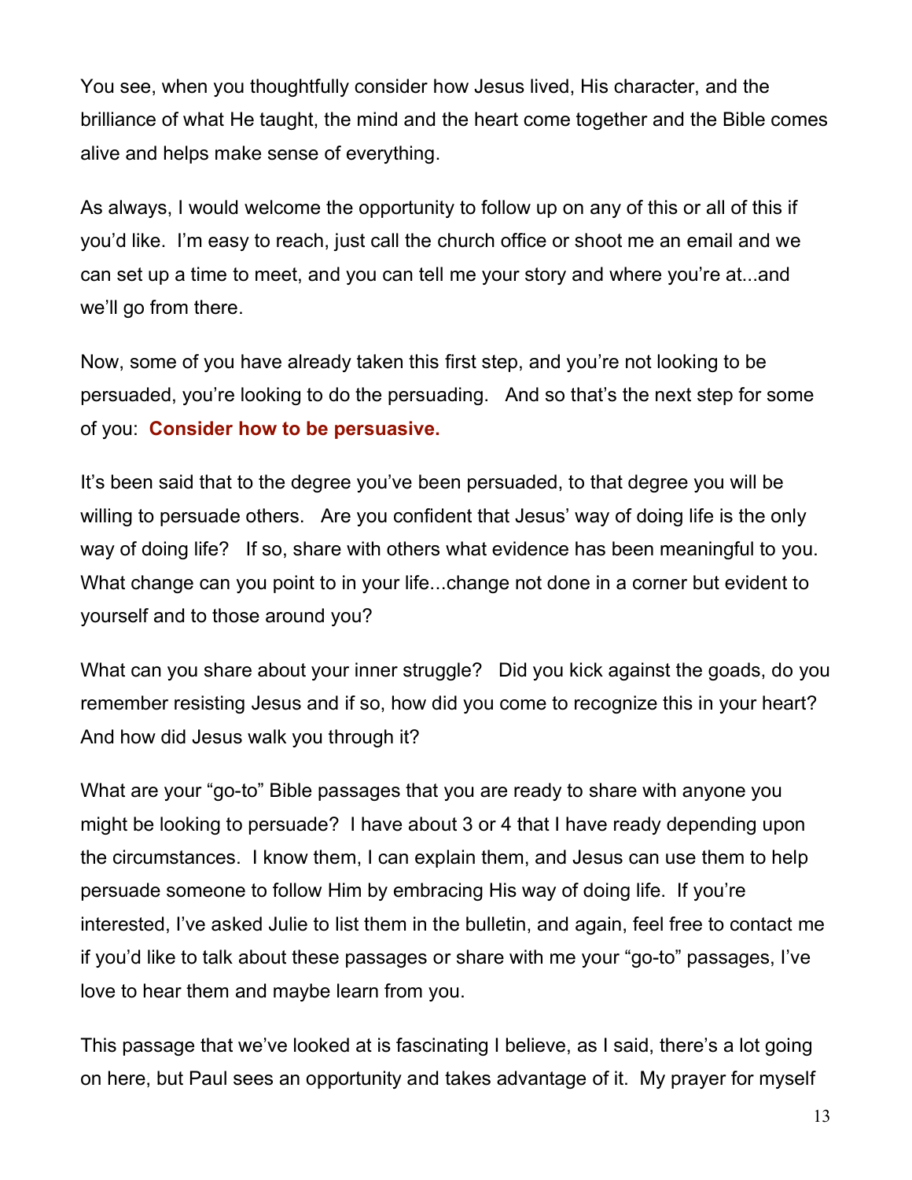You see, when you thoughtfully consider how Jesus lived, His character, and the brilliance of what He taught, the mind and the heart come together and the Bible comes alive and helps make sense of everything.

As always, I would welcome the opportunity to follow up on any of this or all of this if you'd like. I'm easy to reach, just call the church office or shoot me an email and we can set up a time to meet, and you can tell me your story and where you're at...and we'll go from there.

Now, some of you have already taken this first step, and you're not looking to be persuaded, you're looking to do the persuading. And so that's the next step for some of you: **Consider how to be persuasive.**

It's been said that to the degree you've been persuaded, to that degree you will be willing to persuade others. Are you confident that Jesus' way of doing life is the only way of doing life? If so, share with others what evidence has been meaningful to you. What change can you point to in your life...change not done in a corner but evident to yourself and to those around you?

What can you share about your inner struggle? Did you kick against the goads, do you remember resisting Jesus and if so, how did you come to recognize this in your heart? And how did Jesus walk you through it?

What are your "go-to" Bible passages that you are ready to share with anyone you might be looking to persuade? I have about 3 or 4 that I have ready depending upon the circumstances. I know them, I can explain them, and Jesus can use them to help persuade someone to follow Him by embracing His way of doing life. If you're interested, I've asked Julie to list them in the bulletin, and again, feel free to contact me if you'd like to talk about these passages or share with me your "go-to" passages, I've love to hear them and maybe learn from you.

This passage that we've looked at is fascinating I believe, as I said, there's a lot going on here, but Paul sees an opportunity and takes advantage of it. My prayer for myself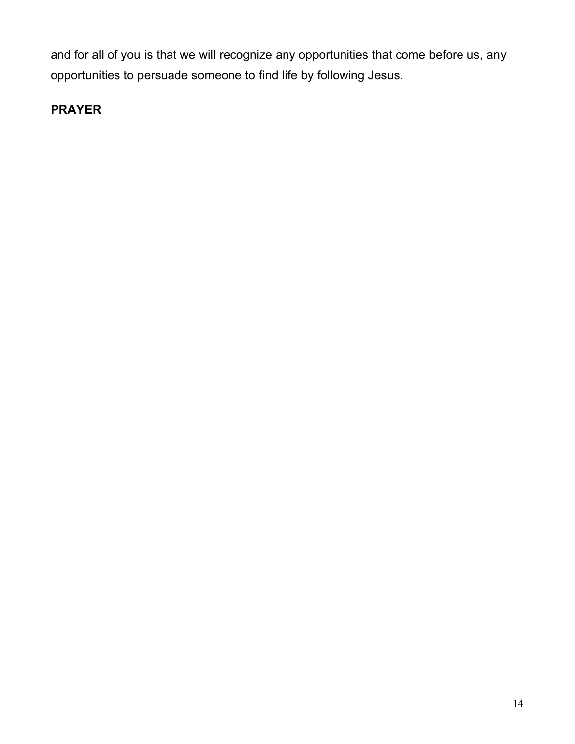and for all of you is that we will recognize any opportunities that come before us, any opportunities to persuade someone to find life by following Jesus.

**PRAYER**